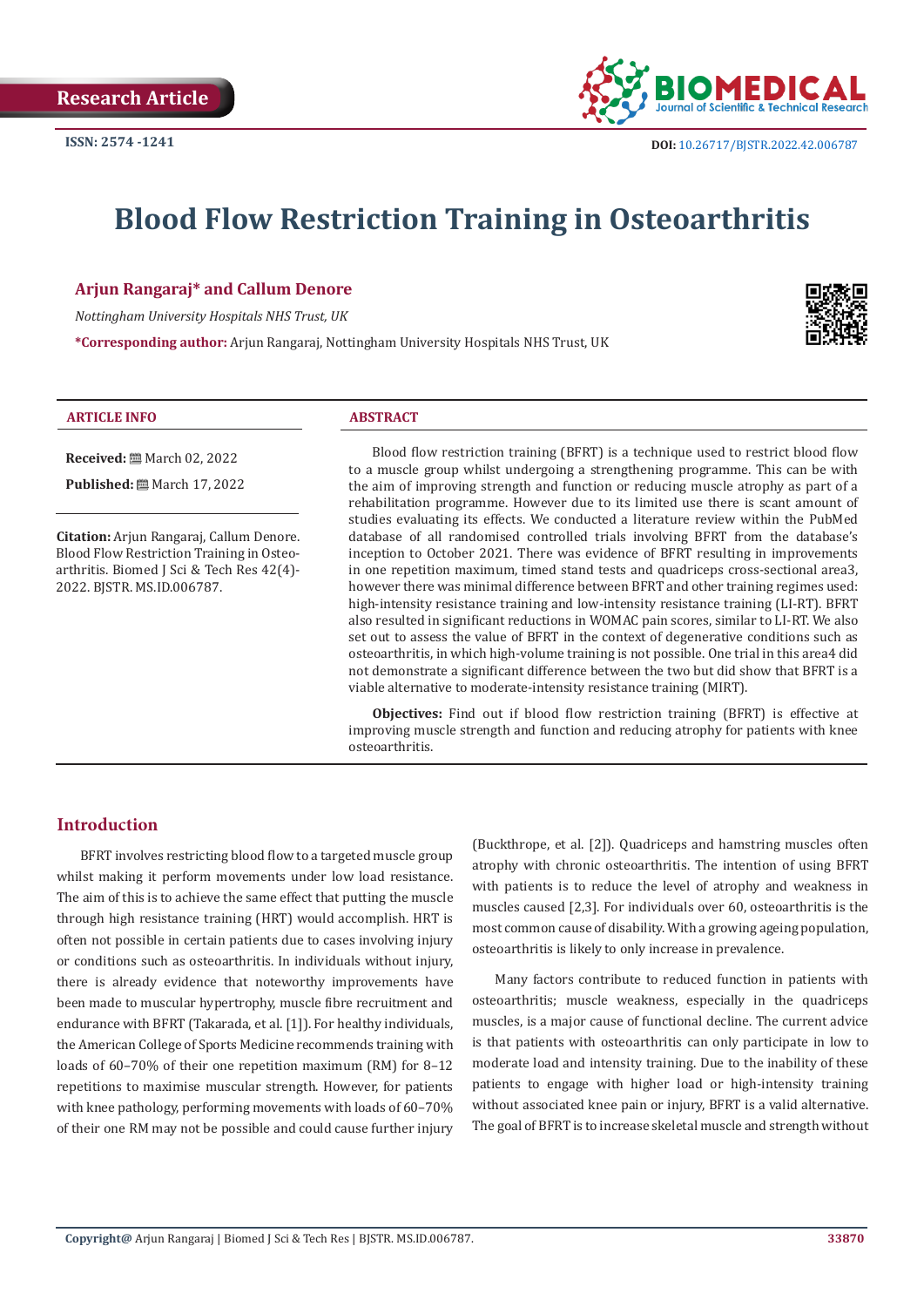Research Article

ISSN: 2574 -1241

DOI: 10.26717/BJSTR.2022.42.006787

# Blood Flow Restriction Training in Osteoarthritis

**Arjun Rangaraj* and Callum Denore**

*Nottingham University Hospitals NHS Trust, UK*

***Corresponding author:** Arjun Rangaraj, Nottingham University Hospitals NHS Trust, UK

**ARTICLE INFO**

**Received:** March 02, 2022

**Published:** March 17, 2022

**Citation:** Arjun Rangaraj, Callum Denore. Blood Flow Restriction Training in Osteoarthritis. Biomed J Sci & Tech Res 42(4)-2022. BJSTR. MS.ID.006787.

**ABSTRACT**

Blood flow restriction training (BFRT) is a technique used to restrict blood flow to a muscle group whilst undergoing a strengthening programme. This can be with the aim of improving strength and function or reducing muscle atrophy as part of a rehabilitation programme. However due to its limited use there is scant amount of studies evaluating its effects. We conducted a literature review within the PubMed database of all randomised controlled trials involving BFRT from the database's inception to October 2021. There was evidence of BFRT resulting in improvements in one repetition maximum, timed stand tests and quadriceps cross-sectional area3, however there was minimal difference between BFRT and other training regimes used: high-intensity resistance training and low-intensity resistance training (LI-RT). BFRT also resulted in significant reductions in WOMAC pain scores, similar to LI-RT. We also set out to assess the value of BFRT in the context of degenerative conditions such as osteoarthritis, in which high-volume training is not possible. One trial in this area4 did not demonstrate a significant difference between the two but did show that BFRT is a viable alternative to moderate-intensity resistance training (MIRT).

**Objectives:** Find out if blood flow restriction training (BFRT) is effective at improving muscle strength and function and reducing atrophy for patients with knee osteoarthritis.

## Introduction

BFRT involves restricting blood flow to a targeted muscle group whilst making it perform movements under low load resistance. The aim of this is to achieve the same effect that putting the muscle through high resistance training (HRT) would accomplish. HRT is often not possible in certain patients due to cases involving injury or conditions such as osteoarthritis. In individuals without injury, there is already evidence that noteworthy improvements have been made to muscular hypertrophy, muscle fibre recruitment and endurance with BFRT (Takarada, et al. [1]). For healthy individuals, the American College of Sports Medicine recommends training with loads of 60–70% of their one repetition maximum (RM) for 8–12 repetitions to maximise muscular strength. However, for patients with knee pathology, performing movements with loads of 60–70% of their one RM may not be possible and could cause further injury (Buckthrope, et al. [2]). Quadriceps and hamstring muscles often atrophy with chronic osteoarthritis. The intention of using BFRT with patients is to reduce the level of atrophy and weakness in muscles caused [2,3]. For individuals over 60, osteoarthritis is the most common cause of disability. With a growing ageing population, osteoarthritis is likely to only increase in prevalence.

Many factors contribute to reduced function in patients with osteoarthritis; muscle weakness, especially in the quadriceps muscles, is a major cause of functional decline. The current advice is that patients with osteoarthritis can only participate in low to moderate load and intensity training. Due to the inability of these patients to engage with higher load or high-intensity training without associated knee pain or injury, BFRT is a valid alternative. The goal of BFRT is to increase skeletal muscle and strength without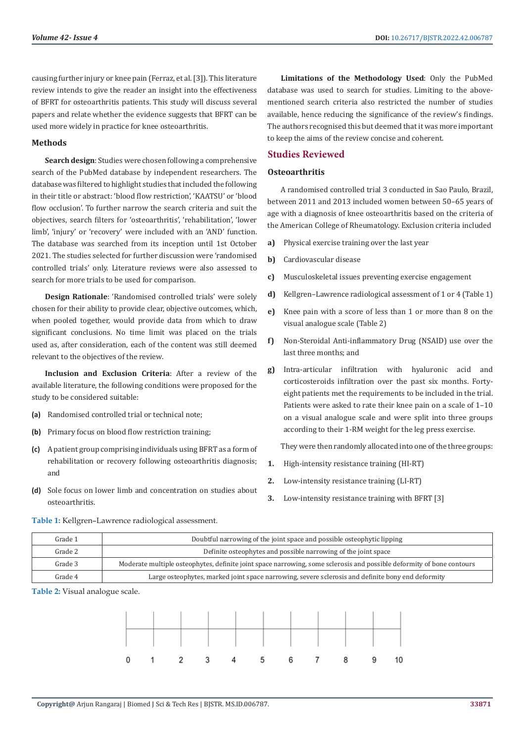causing further injury or knee pain (Ferraz, et al. [3]). This literature review intends to give the reader an insight into the effectiveness of BFRT for osteoarthritis patients. This study will discuss several papers and relate whether the evidence suggests that BFRT can be used more widely in practice for knee osteoarthritis.

### Methods

**Search design**: Studies were chosen following a comprehensive search of the PubMed database by independent researchers. The database was filtered to highlight studies that included the following in their title or abstract: 'blood flow restriction', 'KAATSU' or 'blood flow occlusion'. To further narrow the search criteria and suit the objectives, search filters for 'osteoarthritis', 'rehabilitation', 'lower limb', 'injury' or 'recovery' were included with an 'AND' function. The database was searched from its inception until 1st October 2021. The studies selected for further discussion were 'randomised controlled trials' only. Literature reviews were also assessed to search for more trials to be used for comparison.

**Design Rationale**: 'Randomised controlled trials' were solely chosen for their ability to provide clear, objective outcomes, which, when pooled together, would provide data from which to draw significant conclusions. No time limit was placed on the trials used as, after consideration, each of the content was still deemed relevant to the objectives of the review.

**Inclusion and Exclusion Criteria**: After a review of the available literature, the following conditions were proposed for the study to be considered suitable:

**(a)** Randomised controlled trial or technical note;

**(b)** Primary focus on blood flow restriction training;

**(c)** A patient group comprising individuals using BFRT as a form of rehabilitation or recovery following osteoarthritis diagnosis; and

**(d)** Sole focus on lower limb and concentration on studies about osteoarthritis.

**Limitations of the Methodology Used**: Only the PubMed database was used to search for studies. Limiting to the above-mentioned search criteria also restricted the number of studies available, hence reducing the significance of the review's findings. The authors recognised this but deemed that it was more important to keep the aims of the review concise and coherent.

## Studies Reviewed

### Osteoarthritis

A randomised controlled trial 3 conducted in Sao Paulo, Brazil, between 2011 and 2013 included women between 50–65 years of age with a diagnosis of knee osteoarthritis based on the criteria of the American College of Rheumatology. Exclusion criteria included

**a)** Physical exercise training over the last year

**b)** Cardiovascular disease

**c)** Musculoskeletal issues preventing exercise engagement

**d)** Kellgren–Lawrence radiological assessment of 1 or 4 (Table 1)

**e)** Knee pain with a score of less than 1 or more than 8 on the visual analogue scale (Table 2)

**f)** Non-Steroidal Anti-inflammatory Drug (NSAID) use over the last three months; and

**g)** Intra-articular infiltration with hyaluronic acid and corticosteroids infiltration over the past six months. Forty-eight patients met the requirements to be included in the trial. Patients were asked to rate their knee pain on a scale of 1–10 on a visual analogue scale and were split into three groups according to their 1-RM weight for the leg press exercise.

They were then randomly allocated into one of the three groups:

1. High-intensity resistance training (HI-RT)
2. Low-intensity resistance training (LI-RT)
3. Low-intensity resistance training with BFRT [3]

**Table 1:** Kellgren–Lawrence radiological assessment.

| Grade | Description |
|---|---|
| Grade 1 | Doubtful narrowing of the joint space and possible osteophytic lipping |
| Grade 2 | Definite osteophytes and possible narrowing of the joint space |
| Grade 3 | Moderate multiple osteophytes, definite joint space narrowing, some sclerosis and possible deformity of bone contours |
| Grade 4 | Large osteophytes, marked joint space narrowing, severe sclerosis and definite bony end deformity |

**Table 2:** Visual analogue scale.

0 1 2 3 4 5 6 7 8 9 10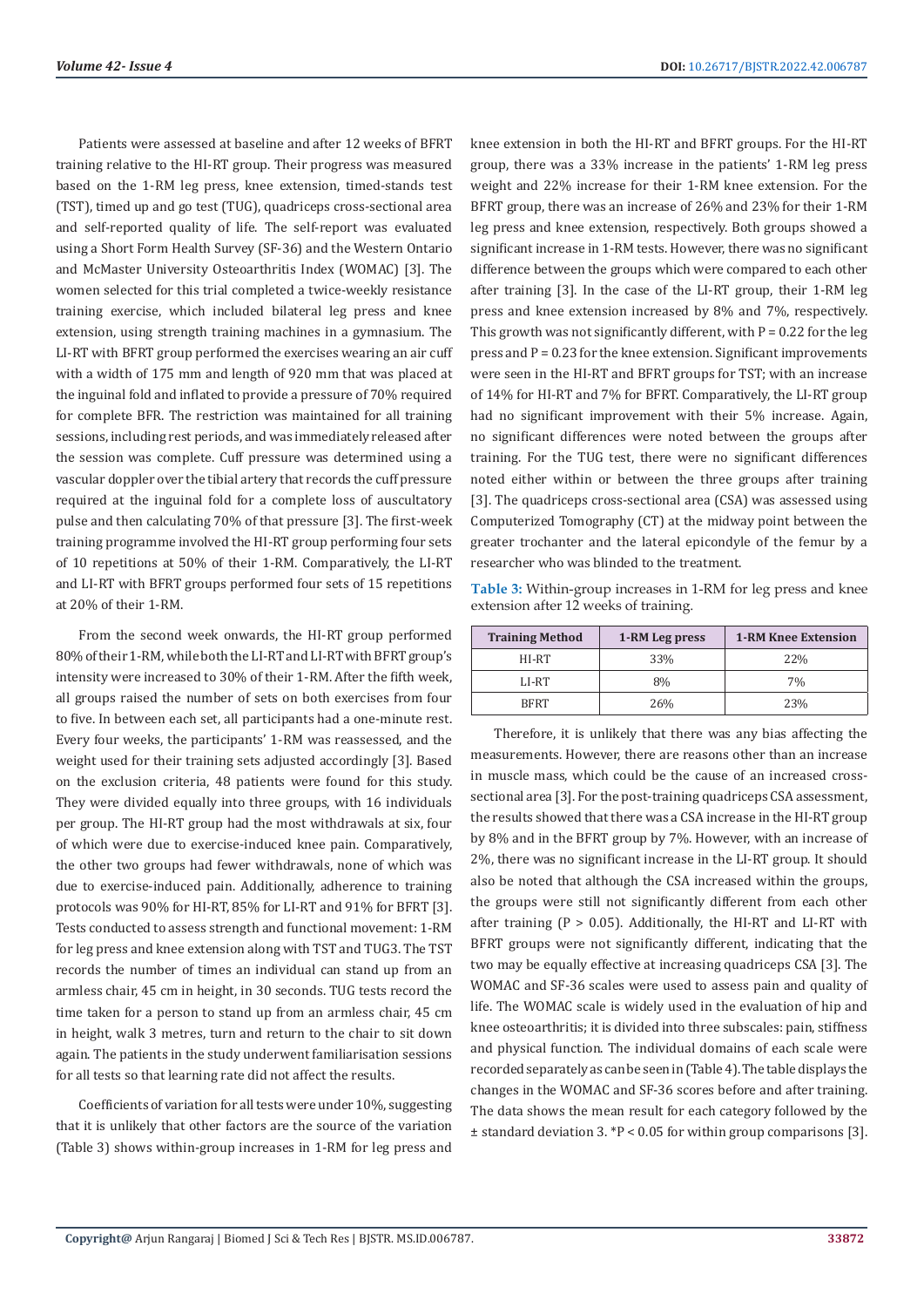Patients were assessed at baseline and after 12 weeks of BFRT training relative to the HI-RT group. Their progress was measured based on the 1-RM leg press, knee extension, timed-stands test (TST), timed up and go test (TUG), quadriceps cross-sectional area and self-reported quality of life. The self-report was evaluated using a Short Form Health Survey (SF-36) and the Western Ontario and McMaster University Osteoarthritis Index (WOMAC) [3]. The women selected for this trial completed a twice-weekly resistance training exercise, which included bilateral leg press and knee extension, using strength training machines in a gymnasium. The LI-RT with BFRT group performed the exercises wearing an air cuff with a width of 175 mm and length of 920 mm that was placed at the inguinal fold and inflated to provide a pressure of 70% required for complete BFR. The restriction was maintained for all training sessions, including rest periods, and was immediately released after the session was complete. Cuff pressure was determined using a vascular doppler over the tibial artery that records the cuff pressure required at the inguinal fold for a complete loss of auscultatory pulse and then calculating 70% of that pressure [3]. The first-week training programme involved the HI-RT group performing four sets of 10 repetitions at 50% of their 1-RM. Comparatively, the LI-RT and LI-RT with BFRT groups performed four sets of 15 repetitions at 20% of their 1-RM.

From the second week onwards, the HI-RT group performed 80% of their 1-RM, while both the LI-RT and LI-RT with BFRT group's intensity were increased to 30% of their 1-RM. After the fifth week, all groups raised the number of sets on both exercises from four to five. In between each set, all participants had a one-minute rest. Every four weeks, the participants' 1-RM was reassessed, and the weight used for their training sets adjusted accordingly [3]. Based on the exclusion criteria, 48 patients were found for this study. They were divided equally into three groups, with 16 individuals per group. The HI-RT group had the most withdrawals at six, four of which were due to exercise-induced knee pain. Comparatively, the other two groups had fewer withdrawals, none of which was due to exercise-induced pain. Additionally, adherence to training protocols was 90% for HI-RT, 85% for LI-RT and 91% for BFRT [3]. Tests conducted to assess strength and functional movement: 1-RM for leg press and knee extension along with TST and TUG3. The TST records the number of times an individual can stand up from an armless chair, 45 cm in height, in 30 seconds. TUG tests record the time taken for a person to stand up from an armless chair, 45 cm in height, walk 3 metres, turn and return to the chair to sit down again. The patients in the study underwent familiarisation sessions for all tests so that learning rate did not affect the results.

Coefficients of variation for all tests were under 10%, suggesting that it is unlikely that other factors are the source of the variation (Table 3) shows within-group increases in 1-RM for leg press and knee extension in both the HI-RT and BFRT groups. For the HI-RT group, there was a 33% increase in the patients' 1-RM leg press weight and 22% increase for their 1-RM knee extension. For the BFRT group, there was an increase of 26% and 23% for their 1-RM leg press and knee extension, respectively. Both groups showed a significant increase in 1-RM tests. However, there was no significant difference between the groups which were compared to each other after training [3]. In the case of the LI-RT group, their 1-RM leg press and knee extension increased by 8% and 7%, respectively. This growth was not significantly different, with $P = 0.22$ for the leg press and $P = 0.23$ for the knee extension. Significant improvements were seen in the HI-RT and BFRT groups for TST; with an increase of 14% for HI-RT and 7% for BFRT. Comparatively, the LI-RT group had no significant improvement with their 5% increase. Again, no significant differences were noted between the groups after training. For the TUG test, there were no significant differences noted either within or between the three groups after training [3]. The quadriceps cross-sectional area (CSA) was assessed using Computerized Tomography (CT) at the midway point between the greater trochanter and the lateral epicondyle of the femur by a researcher who was blinded to the treatment.

**Table 3:** Within-group increases in 1-RM for leg press and knee extension after 12 weeks of training.

| Training Method | 1-RM Leg press | 1-RM Knee Extension |
|---|---|---|
| HI-RT | 33% | 22% |
| LI-RT | 8% | 7% |
| BFRT | 26% | 23% |

Therefore, it is unlikely that there was any bias affecting the measurements. However, there are reasons other than an increase in muscle mass, which could be the cause of an increased cross-sectional area [3]. For the post-training quadriceps CSA assessment, the results showed that there was a CSA increase in the HI-RT group by 8% and in the BFRT group by 7%. However, with an increase of 2%, there was no significant increase in the LI-RT group. It should also be noted that although the CSA increased within the groups, the groups were still not significantly different from each other after training ($P > 0.05$). Additionally, the HI-RT and LI-RT with BFRT groups were not significantly different, indicating that the two may be equally effective at increasing quadriceps CSA [3]. The WOMAC and SF-36 scales were used to assess pain and quality of life. The WOMAC scale is widely used in the evaluation of hip and knee osteoarthritis; it is divided into three subscales: pain, stiffness and physical function. The individual domains of each scale were recorded separately as can be seen in (Table 4). The table displays the changes in the WOMAC and SF-36 scores before and after training. The data shows the mean result for each category followed by the ± standard deviation 3. *$P < 0.05$ for within group comparisons [3].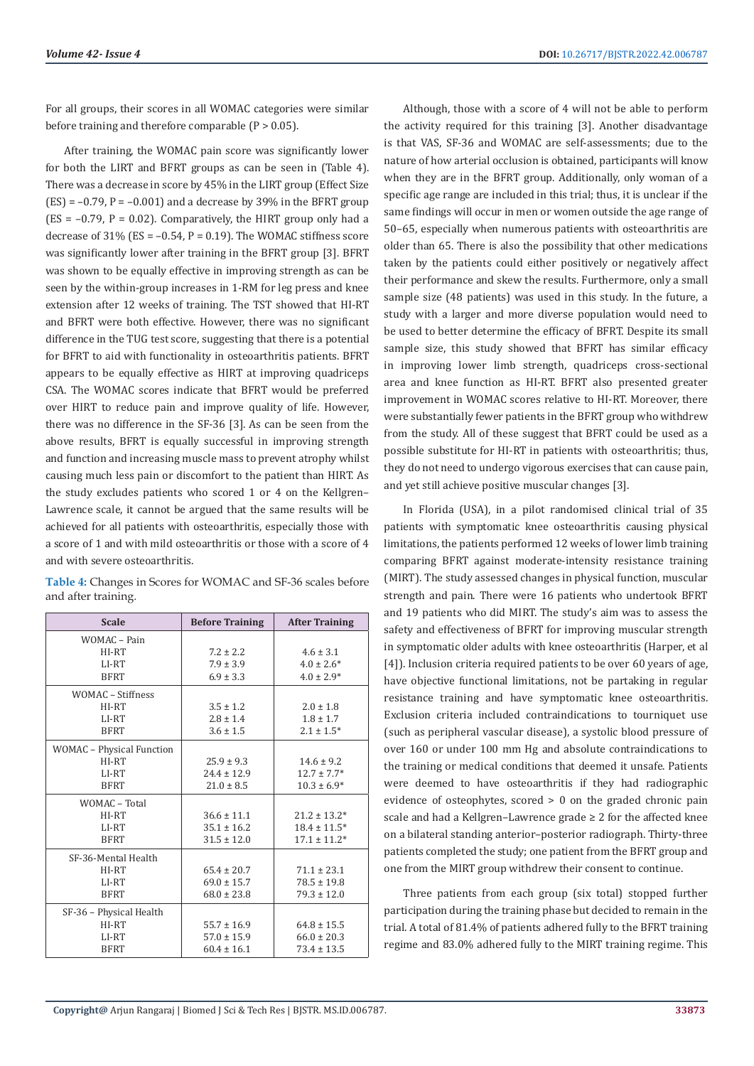For all groups, their scores in all WOMAC categories were similar before training and therefore comparable (P > 0.05).

After training, the WOMAC pain score was significantly lower for both the LIRT and BFRT groups as can be seen in (Table 4). There was a decrease in score by 45% in the LIRT group (Effect Size (ES) = –0.79, P = –0.001) and a decrease by 39% in the BFRT group (ES = –0.79, P = 0.02). Comparatively, the HIRT group only had a decrease of 31% (ES = –0.54, P = 0.19). The WOMAC stiffness score was significantly lower after training in the BFRT group [3]. BFRT was shown to be equally effective in improving strength as can be seen by the within-group increases in 1-RM for leg press and knee extension after 12 weeks of training. The TST showed that HI-RT and BFRT were both effective. However, there was no significant difference in the TUG test score, suggesting that there is a potential for BFRT to aid with functionality in osteoarthritis patients. BFRT appears to be equally effective as HIRT at improving quadriceps CSA. The WOMAC scores indicate that BFRT would be preferred over HIRT to reduce pain and improve quality of life. However, there was no difference in the SF-36 [3]. As can be seen from the above results, BFRT is equally successful in improving strength and function and increasing muscle mass to prevent atrophy whilst causing much less pain or discomfort to the patient than HIRT. As the study excludes patients who scored 1 or 4 on the Kellgren–Lawrence scale, it cannot be argued that the same results will be achieved for all patients with osteoarthritis, especially those with a score of 1 and with mild osteoarthritis or those with a score of 4 and with severe osteoarthritis.

**Table 4:** Changes in Scores for WOMAC and SF-36 scales before and after training.

| Scale | Before Training | After Training |
|---|---|---|
| WOMAC – Pain | | |
| HI-RT | 7.2 ± 2.2 | 4.6 ± 3.1 |
| LI-RT | 7.9 ± 3.9 | 4.0 ± 2.6* |
| BFRT | 6.9 ± 3.3 | 4.0 ± 2.9* |
| WOMAC – Stiffness | | |
| HI-RT | 3.5 ± 1.2 | 2.0 ± 1.8 |
| LI-RT | 2.8 ± 1.4 | 1.8 ± 1.7 |
| BFRT | 3.6 ± 1.5 | 2.1 ± 1.5* |
| WOMAC – Physical Function | | |
| HI-RT | 25.9 ± 9.3 | 14.6 ± 9.2 |
| LI-RT | 24.4 ± 12.9 | 12.7 ± 7.7* |
| BFRT | 21.0 ± 8.5 | 10.3 ± 6.9* |
| WOMAC – Total | | |
| HI-RT | 36.6 ± 11.1 | 21.2 ± 13.2* |
| LI-RT | 35.1 ± 16.2 | 18.4 ± 11.5* |
| BFRT | 31.5 ± 12.0 | 17.1 ± 11.2* |
| SF-36-Mental Health | | |
| HI-RT | 65.4 ± 20.7 | 71.1 ± 23.1 |
| LI-RT | 69.0 ± 15.7 | 78.5 ± 19.8 |
| BFRT | 68.0 ± 23.8 | 79.3 ± 12.0 |
| SF-36 – Physical Health | | |
| HI-RT | 55.7 ± 16.9 | 64.8 ± 15.5 |
| LI-RT | 57.0 ± 15.9 | 66.0 ± 20.3 |
| BFRT | 60.4 ± 16.1 | 73.4 ± 13.5 |

Although, those with a score of 4 will not be able to perform the activity required for this training [3]. Another disadvantage is that VAS, SF-36 and WOMAC are self-assessments; due to the nature of how arterial occlusion is obtained, participants will know when they are in the BFRT group. Additionally, only woman of a specific age range are included in this trial; thus, it is unclear if the same findings will occur in men or women outside the age range of 50–65, especially when numerous patients with osteoarthritis are older than 65. There is also the possibility that other medications taken by the patients could either positively or negatively affect their performance and skew the results. Furthermore, only a small sample size (48 patients) was used in this study. In the future, a study with a larger and more diverse population would need to be used to better determine the efficacy of BFRT. Despite its small sample size, this study showed that BFRT has similar efficacy in improving lower limb strength, quadriceps cross-sectional area and knee function as HI-RT. BFRT also presented greater improvement in WOMAC scores relative to HI-RT. Moreover, there were substantially fewer patients in the BFRT group who withdrew from the study. All of these suggest that BFRT could be used as a possible substitute for HI-RT in patients with osteoarthritis; thus, they do not need to undergo vigorous exercises that can cause pain, and yet still achieve positive muscular changes [3].

In Florida (USA), in a pilot randomised clinical trial of 35 patients with symptomatic knee osteoarthritis causing physical limitations, the patients performed 12 weeks of lower limb training comparing BFRT against moderate-intensity resistance training (MIRT). The study assessed changes in physical function, muscular strength and pain. There were 16 patients who undertook BFRT and 19 patients who did MIRT. The study's aim was to assess the safety and effectiveness of BFRT for improving muscular strength in symptomatic older adults with knee osteoarthritis (Harper, et al [4]). Inclusion criteria required patients to be over 60 years of age, have objective functional limitations, not be partaking in regular resistance training and have symptomatic knee osteoarthritis. Exclusion criteria included contraindications to tourniquet use (such as peripheral vascular disease), a systolic blood pressure of over 160 or under 100 mm Hg and absolute contraindications to the training or medical conditions that deemed it unsafe. Patients were deemed to have osteoarthritis if they had radiographic evidence of osteophytes, scored > 0 on the graded chronic pain scale and had a Kellgren–Lawrence grade ≥ 2 for the affected knee on a bilateral standing anterior–posterior radiograph. Thirty-three patients completed the study; one patient from the BFRT group and one from the MIRT group withdrew their consent to continue.

Three patients from each group (six total) stopped further participation during the training phase but decided to remain in the trial. A total of 81.4% of patients adhered fully to the BFRT training regime and 83.0% adhered fully to the MIRT training regime. This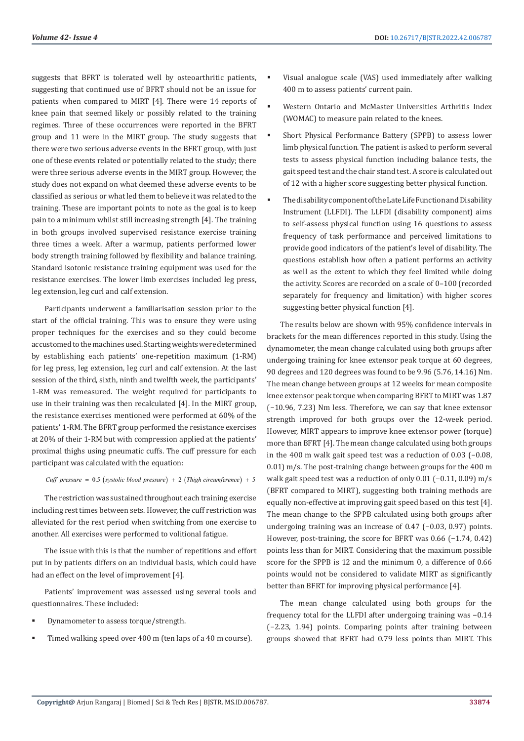suggests that BFRT is tolerated well by osteoarthritic patients, suggesting that continued use of BFRT should not be an issue for patients when compared to MIRT [4]. There were 14 reports of knee pain that seemed likely or possibly related to the training regimes. Three of these occurrences were reported in the BFRT group and 11 were in the MIRT group. The study suggests that there were two serious adverse events in the BFRT group, with just one of these events related or potentially related to the study; there were three serious adverse events in the MIRT group. However, the study does not expand on what deemed these adverse events to be classified as serious or what led them to believe it was related to the training. These are important points to note as the goal is to keep pain to a minimum whilst still increasing strength [4]. The training in both groups involved supervised resistance exercise training three times a week. After a warmup, patients performed lower body strength training followed by flexibility and balance training. Standard isotonic resistance training equipment was used for the resistance exercises. The lower limb exercises included leg press, leg extension, leg curl and calf extension.

Participants underwent a familiarisation session prior to the start of the official training. This was to ensure they were using proper techniques for the exercises and so they could become accustomed to the machines used. Starting weights were determined by establishing each patients' one-repetition maximum (1-RM) for leg press, leg extension, leg curl and calf extension. At the last session of the third, sixth, ninth and twelfth week, the participants' 1-RM was remeasured. The weight required for participants to use in their training was then recalculated [4]. In the MIRT group, the resistance exercises mentioned were performed at 60% of the patients' 1-RM. The BFRT group performed the resistance exercises at 20% of their 1-RM but with compression applied at the patients' proximal thighs using pneumatic cuffs. The cuff pressure for each participant was calculated with the equation:

$$\textit{Cuff pressure} = 0.5\,(\textit{systolic blood pressure}) + 2\,(\textit{Thigh circumference}) + 5$$

The restriction was sustained throughout each training exercise including rest times between sets. However, the cuff restriction was alleviated for the rest period when switching from one exercise to another. All exercises were performed to volitional fatigue.

The issue with this is that the number of repetitions and effort put in by patients differs on an individual basis, which could have had an effect on the level of improvement [4].

Patients' improvement was assessed using several tools and questionnaires. These included:

- Dynamometer to assess torque/strength.
- Timed walking speed over 400 m (ten laps of a 40 m course).
- Visual analogue scale (VAS) used immediately after walking 400 m to assess patients' current pain.
- Western Ontario and McMaster Universities Arthritis Index (WOMAC) to measure pain related to the knees.
- Short Physical Performance Battery (SPPB) to assess lower limb physical function. The patient is asked to perform several tests to assess physical function including balance tests, the gait speed test and the chair stand test. A score is calculated out of 12 with a higher score suggesting better physical function.
- The disability component of the Late Life Function and Disability Instrument (LLFDI). The LLFDI (disability component) aims to self-assess physical function using 16 questions to assess frequency of task performance and perceived limitations to provide good indicators of the patient's level of disability. The questions establish how often a patient performs an activity as well as the extent to which they feel limited while doing the activity. Scores are recorded on a scale of 0–100 (recorded separately for frequency and limitation) with higher scores suggesting better physical function [4].

The results below are shown with 95% confidence intervals in brackets for the mean differences reported in this study. Using the dynamometer, the mean change calculated using both groups after undergoing training for knee extensor peak torque at 60 degrees, 90 degrees and 120 degrees was found to be 9.96 (5.76, 14.16) Nm. The mean change between groups at 12 weeks for mean composite knee extensor peak torque when comparing BFRT to MIRT was 1.87 (−10.96, 7.23) Nm less. Therefore, we can say that knee extensor strength improved for both groups over the 12-week period. However, MIRT appears to improve knee extensor power (torque) more than BFRT [4]. The mean change calculated using both groups in the 400 m walk gait speed test was a reduction of 0.03 (−0.08, 0.01) m/s. The post-training change between groups for the 400 m walk gait speed test was a reduction of only 0.01 (−0.11, 0.09) m/s (BFRT compared to MIRT), suggesting both training methods are equally non-effective at improving gait speed based on this test [4]. The mean change to the SPPB calculated using both groups after undergoing training was an increase of 0.47 (−0.03, 0.97) points. However, post-training, the score for BFRT was 0.66 (−1.74, 0.42) points less than for MIRT. Considering that the maximum possible score for the SPPB is 12 and the minimum 0, a difference of 0.66 points would not be considered to validate MIRT as significantly better than BFRT for improving physical performance [4].

The mean change calculated using both groups for the frequency total for the LLFDI after undergoing training was −0.14 (−2.23, 1.94) points. Comparing points after training between groups showed that BFRT had 0.79 less points than MIRT. This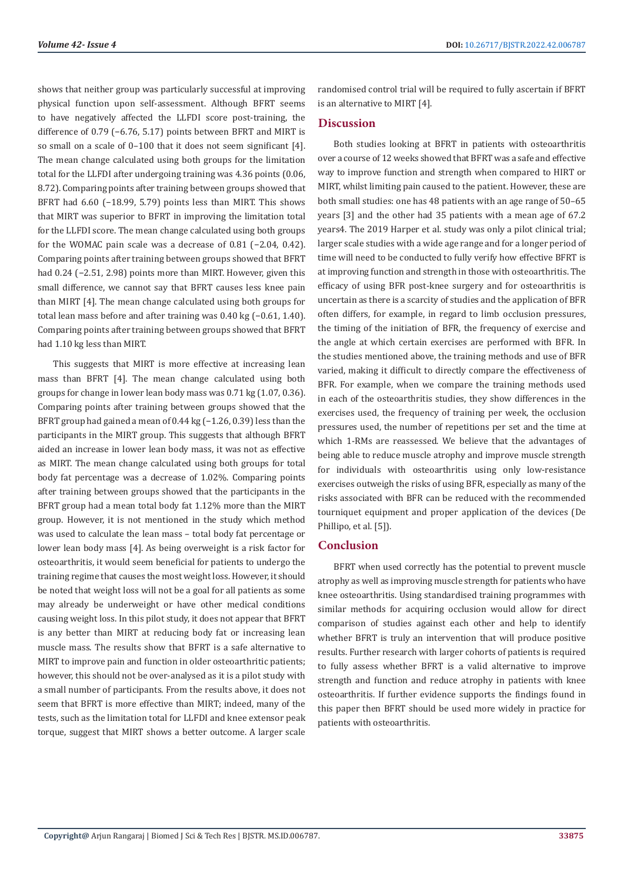shows that neither group was particularly successful at improving physical function upon self-assessment. Although BFRT seems to have negatively affected the LLFDI score post-training, the difference of 0.79 (−6.76, 5.17) points between BFRT and MIRT is so small on a scale of 0–100 that it does not seem significant [4]. The mean change calculated using both groups for the limitation total for the LLFDI after undergoing training was 4.36 points (0.06, 8.72). Comparing points after training between groups showed that BFRT had 6.60 (−18.99, 5.79) points less than MIRT. This shows that MIRT was superior to BFRT in improving the limitation total for the LLFDI score. The mean change calculated using both groups for the WOMAC pain scale was a decrease of 0.81 (−2.04, 0.42). Comparing points after training between groups showed that BFRT had 0.24 (−2.51, 2.98) points more than MIRT. However, given this small difference, we cannot say that BFRT causes less knee pain than MIRT [4]. The mean change calculated using both groups for total lean mass before and after training was 0.40 kg (−0.61, 1.40). Comparing points after training between groups showed that BFRT had 1.10 kg less than MIRT.

This suggests that MIRT is more effective at increasing lean mass than BFRT [4]. The mean change calculated using both groups for change in lower lean body mass was 0.71 kg (1.07, 0.36). Comparing points after training between groups showed that the BFRT group had gained a mean of 0.44 kg (−1.26, 0.39) less than the participants in the MIRT group. This suggests that although BFRT aided an increase in lower lean body mass, it was not as effective as MIRT. The mean change calculated using both groups for total body fat percentage was a decrease of 1.02%. Comparing points after training between groups showed that the participants in the BFRT group had a mean total body fat 1.12% more than the MIRT group. However, it is not mentioned in the study which method was used to calculate the lean mass – total body fat percentage or lower lean body mass [4]. As being overweight is a risk factor for osteoarthritis, it would seem beneficial for patients to undergo the training regime that causes the most weight loss. However, it should be noted that weight loss will not be a goal for all patients as some may already be underweight or have other medical conditions causing weight loss. In this pilot study, it does not appear that BFRT is any better than MIRT at reducing body fat or increasing lean muscle mass. The results show that BFRT is a safe alternative to MIRT to improve pain and function in older osteoarthritic patients; however, this should not be over-analysed as it is a pilot study with a small number of participants. From the results above, it does not seem that BFRT is more effective than MIRT; indeed, many of the tests, such as the limitation total for LLFDI and knee extensor peak torque, suggest that MIRT shows a better outcome. A larger scale randomised control trial will be required to fully ascertain if BFRT is an alternative to MIRT [4].

## Discussion

Both studies looking at BFRT in patients with osteoarthritis over a course of 12 weeks showed that BFRT was a safe and effective way to improve function and strength when compared to HIRT or MIRT, whilst limiting pain caused to the patient. However, these are both small studies: one has 48 patients with an age range of 50–65 years [3] and the other had 35 patients with a mean age of 67.2 years4. The 2019 Harper et al. study was only a pilot clinical trial; larger scale studies with a wide age range and for a longer period of time will need to be conducted to fully verify how effective BFRT is at improving function and strength in those with osteoarthritis. The efficacy of using BFR post-knee surgery and for osteoarthritis is uncertain as there is a scarcity of studies and the application of BFR often differs, for example, in regard to limb occlusion pressures, the timing of the initiation of BFR, the frequency of exercise and the angle at which certain exercises are performed with BFR. In the studies mentioned above, the training methods and use of BFR varied, making it difficult to directly compare the effectiveness of BFR. For example, when we compare the training methods used in each of the osteoarthritis studies, they show differences in the exercises used, the frequency of training per week, the occlusion pressures used, the number of repetitions per set and the time at which 1-RMs are reassessed. We believe that the advantages of being able to reduce muscle atrophy and improve muscle strength for individuals with osteoarthritis using only low-resistance exercises outweigh the risks of using BFR, especially as many of the risks associated with BFR can be reduced with the recommended tourniquet equipment and proper application of the devices (De Phillipo, et al. [5]).

## Conclusion

BFRT when used correctly has the potential to prevent muscle atrophy as well as improving muscle strength for patients who have knee osteoarthritis. Using standardised training programmes with similar methods for acquiring occlusion would allow for direct comparison of studies against each other and help to identify whether BFRT is truly an intervention that will produce positive results. Further research with larger cohorts of patients is required to fully assess whether BFRT is a valid alternative to improve strength and function and reduce atrophy in patients with knee osteoarthritis. If further evidence supports the findings found in this paper then BFRT should be used more widely in practice for patients with osteoarthritis.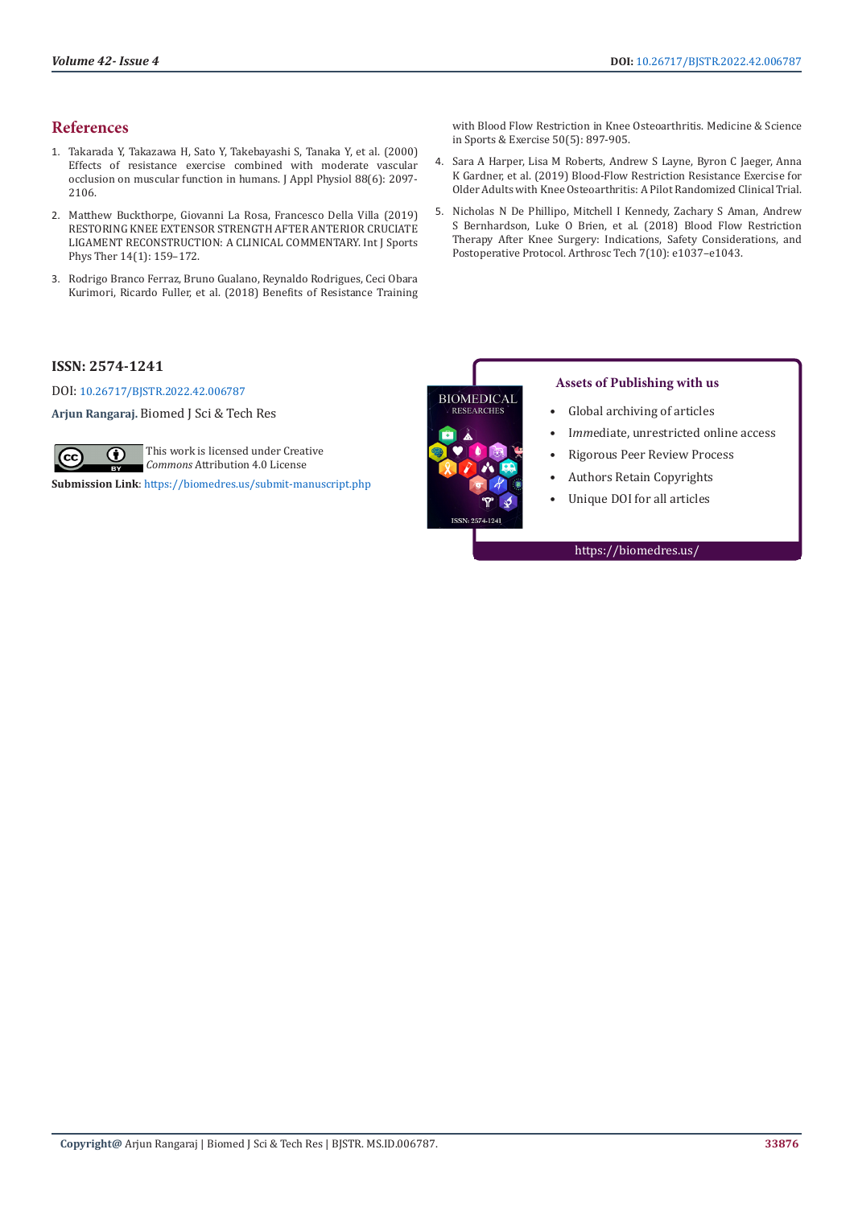## References

1. Takarada Y, Takazawa H, Sato Y, Takebayashi S, Tanaka Y, et al. (2000) Effects of resistance exercise combined with moderate vascular occlusion on muscular function in humans. J Appl Physiol 88(6): 2097-2106.
2. Matthew Buckthorpe, Giovanni La Rosa, Francesco Della Villa (2019) RESTORING KNEE EXTENSOR STRENGTH AFTER ANTERIOR CRUCIATE LIGAMENT RECONSTRUCTION: A CLINICAL COMMENTARY. Int J Sports Phys Ther 14(1): 159–172.
3. Rodrigo Branco Ferraz, Bruno Gualano, Reynaldo Rodrigues, Ceci Obara Kurimori, Ricardo Fuller, et al. (2018) Benefits of Resistance Training with Blood Flow Restriction in Knee Osteoarthritis. Medicine & Science in Sports & Exercise 50(5): 897-905.
4. Sara A Harper, Lisa M Roberts, Andrew S Layne, Byron C Jaeger, Anna K Gardner, et al. (2019) Blood-Flow Restriction Resistance Exercise for Older Adults with Knee Osteoarthritis: A Pilot Randomized Clinical Trial.
5. Nicholas N De Phillipo, Mitchell I Kennedy, Zachary S Aman, Andrew S Bernhardson, Luke O Brien, et al. (2018) Blood Flow Restriction Therapy After Knee Surgery: Indications, Safety Considerations, and Postoperative Protocol. Arthrosc Tech 7(10): e1037–e1043.

**ISSN: 2574-1241**

DOI: 10.26717/BJSTR.2022.42.006787

**Arjun Rangaraj.** Biomed J Sci & Tech Res

This work is licensed under Creative *Commons* Attribution 4.0 License

**Submission Link**: https://biomedres.us/submit-manuscript.php

**Assets of Publishing with us**

- Global archiving of articles
- Immediate, unrestricted online access
- Rigorous Peer Review Process
- Authors Retain Copyrights
- Unique DOI for all articles

https://biomedres.us/